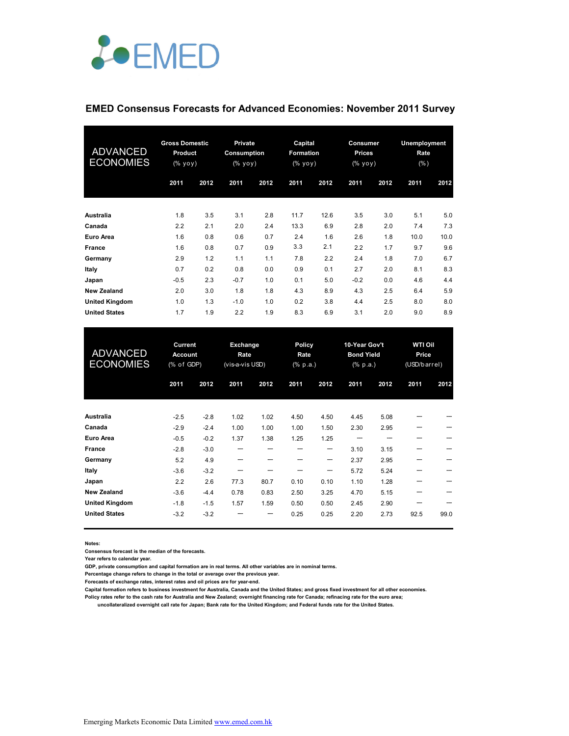EMED

## EMED Consensus Forecasts for Advanced Economies: November 2011 Survey

| ADVANCED ECONOMIES | Gross Domestic Product (% yoy) | | Private Consumption (% yoy) | | Capital Formation (% yoy) | | Consumer Prices (% yoy) | | Unemployment Rate (%) | |
|---|---|---|---|---|---|---|---|---|---|---|
| | 2011 | 2012 | 2011 | 2012 | 2011 | 2012 | 2011 | 2012 | 2011 | 2012 |
| Australia | 1.8 | 3.5 | 3.1 | 2.8 | 11.7 | 12.6 | 3.5 | 3.0 | 5.1 | 5.0 |
| Canada | 2.2 | 2.1 | 2.0 | 2.4 | 13.3 | 6.9 | 2.8 | 2.0 | 7.4 | 7.3 |
| Euro Area | 1.6 | 0.8 | 0.6 | 0.7 | 2.4 | 1.6 | 2.6 | 1.8 | 10.0 | 10.0 |
| France | 1.6 | 0.8 | 0.7 | 0.9 | 3.3 | 2.1 | 2.2 | 1.7 | 9.7 | 9.6 |
| Germany | 2.9 | 1.2 | 1.1 | 1.1 | 7.8 | 2.2 | 2.4 | 1.8 | 7.0 | 6.7 |
| Italy | 0.7 | 0.2 | 0.8 | 0.0 | 0.9 | 0.1 | 2.7 | 2.0 | 8.1 | 8.3 |
| Japan | -0.5 | 2.3 | -0.7 | 1.0 | 0.1 | 5.0 | -0.2 | 0.0 | 4.6 | 4.4 |
| New Zealand | 2.0 | 3.0 | 1.8 | 1.8 | 4.3 | 8.9 | 4.3 | 2.5 | 6.4 | 5.9 |
| United Kingdom | 1.0 | 1.3 | -1.0 | 1.0 | 0.2 | 3.8 | 4.4 | 2.5 | 8.0 | 8.0 |
| United States | 1.7 | 1.9 | 2.2 | 1.9 | 8.3 | 6.9 | 3.1 | 2.0 | 9.0 | 8.9 |

| ADVANCED ECONOMIES | Current Account (% of GDP) | | Exchange Rate (vis-a-vis USD) | | Policy Rate (% p.a.) | | 10-Year Gov't Bond Yield (% p.a.) | | WTI Oil Price (USD/barrel) | |
|---|---|---|---|---|---|---|---|---|---|---|
| | 2011 | 2012 | 2011 | 2012 | 2011 | 2012 | 2011 | 2012 | 2011 | 2012 |
| Australia | -2.5 | -2.8 | 1.02 | 1.02 | 4.50 | 4.50 | 4.45 | 5.08 | --- | --- |
| Canada | -2.9 | -2.4 | 1.00 | 1.00 | 1.00 | 1.50 | 2.30 | 2.95 | --- | --- |
| Euro Area | -0.5 | -0.2 | 1.37 | 1.38 | 1.25 | 1.25 | --- | --- | --- | --- |
| France | -2.8 | -3.0 | --- | --- | --- | --- | 3.10 | 3.15 | --- | --- |
| Germany | 5.2 | 4.9 | --- | --- | --- | --- | 2.37 | 2.95 | --- | --- |
| Italy | -3.6 | -3.2 | --- | --- | --- | --- | 5.72 | 5.24 | --- | --- |
| Japan | 2.2 | 2.6 | 77.3 | 80.7 | 0.10 | 0.10 | 1.10 | 1.28 | --- | --- |
| New Zealand | -3.6 | -4.4 | 0.78 | 0.83 | 2.50 | 3.25 | 4.70 | 5.15 | --- | --- |
| United Kingdom | -1.8 | -1.5 | 1.57 | 1.59 | 0.50 | 0.50 | 2.45 | 2.90 | --- | --- |
| United States | -3.2 | -3.2 | --- | --- | 0.25 | 0.25 | 2.20 | 2.73 | 92.5 | 99.0 |

**Notes:**

Consensus forecast is the median of the forecasts.
Year refers to calendar year.
GDP, private consumption and capital formation are in real terms. All other variables are in nominal terms.
Percentage change refers to change in the total or average over the previous year.
Forecasts of exchange rates, interest rates and oil prices are for year-end.
Capital formation refers to business investment for Australia, Canada and the United States; and gross fixed investment for all other economies.
Policy rates refer to the cash rate for Australia and New Zealand; overnight financing rate for Canada; refinacing rate for the euro area;
uncollateralized overnight call rate for Japan; Bank rate for the United Kingdom; and Federal funds rate for the United States.

Emerging Markets Economic Data Limited [www.emed.com.hk](http://www.emed.com.hk)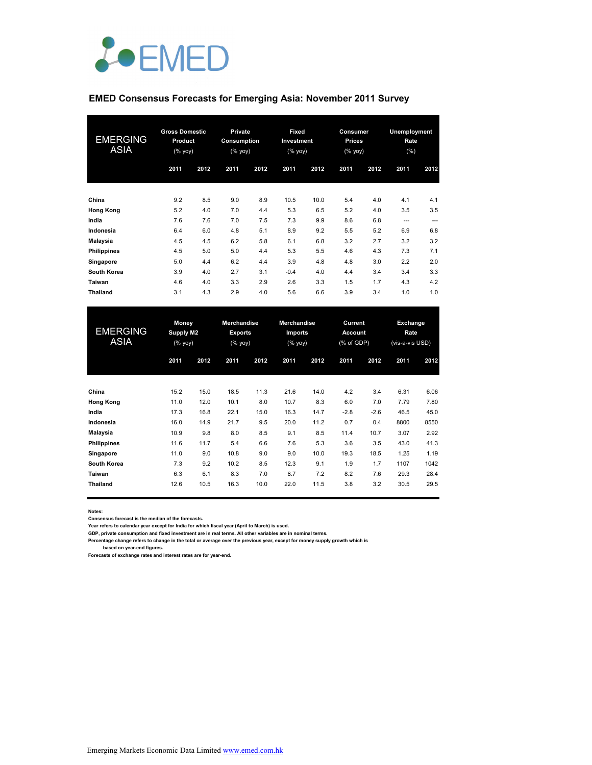## EMED Consensus Forecasts for Emerging Asia: November 2011 Survey

| EMERGING ASIA | Gross Domestic Product (% yoy) | | Private Consumption (% yoy) | | Fixed Investment (% yoy) | | Consumer Prices (% yoy) | | Unemployment Rate (%) | |
|---|---|---|---|---|---|---|---|---|---|---|
| | 2011 | 2012 | 2011 | 2012 | 2011 | 2012 | 2011 | 2012 | 2011 | 2012 |
| **China** | 9.2 | 8.5 | 9.0 | 8.9 | 10.5 | 10.0 | 5.4 | 4.0 | 4.1 | 4.1 |
| **Hong Kong** | 5.2 | 4.0 | 7.0 | 4.4 | 5.3 | 6.5 | 5.2 | 4.0 | 3.5 | 3.5 |
| **India** | 7.6 | 7.6 | 7.0 | 7.5 | 7.3 | 9.9 | 8.6 | 6.8 | --- | --- |
| **Indonesia** | 6.4 | 6.0 | 4.8 | 5.1 | 8.9 | 9.2 | 5.5 | 5.2 | 6.9 | 6.8 |
| **Malaysia** | 4.5 | 4.5 | 6.2 | 5.8 | 6.1 | 6.8 | 3.2 | 2.7 | 3.2 | 3.2 |
| **Philippines** | 4.5 | 5.0 | 5.0 | 4.4 | 5.3 | 5.5 | 4.6 | 4.3 | 7.3 | 7.1 |
| **Singapore** | 5.0 | 4.4 | 6.2 | 4.4 | 3.9 | 4.8 | 4.8 | 3.0 | 2.2 | 2.0 |
| **South Korea** | 3.9 | 4.0 | 2.7 | 3.1 | -0.4 | 4.0 | 4.4 | 3.4 | 3.4 | 3.3 |
| **Taiwan** | 4.6 | 4.0 | 3.3 | 2.9 | 2.6 | 3.3 | 1.5 | 1.7 | 4.3 | 4.2 |
| **Thailand** | 3.1 | 4.3 | 2.9 | 4.0 | 5.6 | 6.6 | 3.9 | 3.4 | 1.0 | 1.0 |

| EMERGING ASIA | Money Supply M2 (% yoy) | | Merchandise Exports (% yoy) | | Merchandise Imports (% yoy) | | Current Account (% of GDP) | | Exchange Rate (vis-a-vis USD) | |
|---|---|---|---|---|---|---|---|---|---|---|
| | 2011 | 2012 | 2011 | 2012 | 2011 | 2012 | 2011 | 2012 | 2011 | 2012 |
| **China** | 15.2 | 15.0 | 18.5 | 11.3 | 21.6 | 14.0 | 4.2 | 3.4 | 6.31 | 6.06 |
| **Hong Kong** | 11.0 | 12.0 | 10.1 | 8.0 | 10.7 | 8.3 | 6.0 | 7.0 | 7.79 | 7.80 |
| **India** | 17.3 | 16.8 | 22.1 | 15.0 | 16.3 | 14.7 | -2.8 | -2.6 | 46.5 | 45.0 |
| **Indonesia** | 16.0 | 14.9 | 21.7 | 9.5 | 20.0 | 11.2 | 0.7 | 0.4 | 8800 | 8550 |
| **Malaysia** | 10.9 | 9.8 | 8.0 | 8.5 | 9.1 | 8.5 | 11.4 | 10.7 | 3.07 | 2.92 |
| **Philippines** | 11.6 | 11.7 | 5.4 | 6.6 | 7.6 | 5.3 | 3.6 | 3.5 | 43.0 | 41.3 |
| **Singapore** | 11.0 | 9.0 | 10.8 | 9.0 | 9.0 | 10.0 | 19.3 | 18.5 | 1.25 | 1.19 |
| **South Korea** | 7.3 | 9.2 | 10.2 | 8.5 | 12.3 | 9.1 | 1.9 | 1.7 | 1107 | 1042 |
| **Taiwan** | 6.3 | 6.1 | 8.3 | 7.0 | 8.7 | 7.2 | 8.2 | 7.6 | 29.3 | 28.4 |
| **Thailand** | 12.6 | 10.5 | 16.3 | 10.0 | 22.0 | 11.5 | 3.8 | 3.2 | 30.5 | 29.5 |

**Notes:**
Consensus forecast is the median of the forecasts.
Year refers to calendar year except for India for which fiscal year (April to March) is used.
GDP, private consumption and fixed investment are in real terms. All other variables are in nominal terms.
Percentage change refers to change in the total or average over the previous year, except for money supply growth which is based on year-end figures.
Forecasts of exchange rates and interest rates are for year-end.

Emerging Markets Economic Data Limited www.emed.com.hk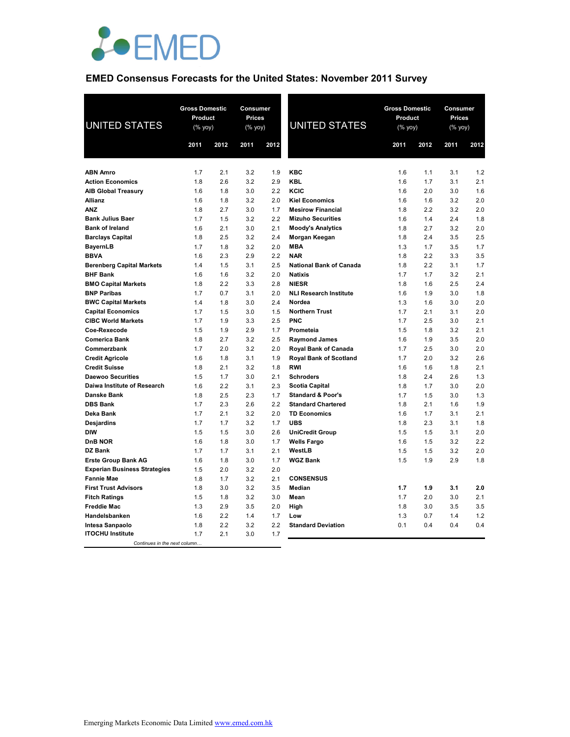# EMED Consensus Forecasts for the United States: November 2011 Survey

| UNITED STATES | Gross Domestic Product (% yoy) | | Consumer Prices (% yoy) | |
|---|---|---|---|---|
| | 2011 | 2012 | 2011 | 2012 |
| **ABN Amro** | 1.7 | 2.1 | 3.2 | 1.9 |
| **Action Economics** | 1.8 | 2.6 | 3.2 | 2.9 |
| **AIB Global Treasury** | 1.6 | 1.8 | 3.0 | 2.2 |
| **Allianz** | 1.6 | 1.8 | 3.2 | 2.0 |
| **ANZ** | 1.8 | 2.7 | 3.0 | 1.7 |
| **Bank Julius Baer** | 1.7 | 1.5 | 3.2 | 2.2 |
| **Bank of Ireland** | 1.6 | 2.1 | 3.0 | 2.1 |
| **Barclays Capital** | 1.8 | 2.5 | 3.2 | 2.4 |
| **BayernLB** | 1.7 | 1.8 | 3.2 | 2.0 |
| **BBVA** | 1.6 | 2.3 | 2.9 | 2.2 |
| **Berenberg Capital Markets** | 1.4 | 1.5 | 3.1 | 2.5 |
| **BHF Bank** | 1.6 | 1.6 | 3.2 | 2.0 |
| **BMO Capital Markets** | 1.8 | 2.2 | 3.3 | 2.8 |
| **BNP Paribas** | 1.7 | 0.7 | 3.1 | 2.0 |
| **BWC Capital Markets** | 1.4 | 1.8 | 3.0 | 2.4 |
| **Capital Economics** | 1.7 | 1.5 | 3.0 | 1.5 |
| **CIBC World Markets** | 1.7 | 1.9 | 3.3 | 2.5 |
| **Coe-Rexecode** | 1.5 | 1.9 | 2.9 | 1.7 |
| **Comerica Bank** | 1.8 | 2.7 | 3.2 | 2.5 |
| **Commerzbank** | 1.7 | 2.0 | 3.2 | 2.0 |
| **Credit Agricole** | 1.6 | 1.8 | 3.1 | 1.9 |
| **Credit Suisse** | 1.8 | 2.1 | 3.2 | 1.8 |
| **Daewoo Securities** | 1.5 | 1.7 | 3.0 | 2.1 |
| **Daiwa Institute of Research** | 1.6 | 2.2 | 3.1 | 2.3 |
| **Danske Bank** | 1.8 | 2.5 | 2.3 | 1.7 |
| **DBS Bank** | 1.7 | 2.3 | 2.6 | 2.2 |
| **Deka Bank** | 1.7 | 2.1 | 3.2 | 2.0 |
| **Desjardins** | 1.7 | 1.7 | 3.2 | 1.7 |
| **DIW** | 1.5 | 1.5 | 3.0 | 2.6 |
| **DnB NOR** | 1.6 | 1.8 | 3.0 | 1.7 |
| **DZ Bank** | 1.7 | 1.7 | 3.1 | 2.1 |
| **Erste Group Bank AG** | 1.6 | 1.8 | 3.0 | 1.7 |
| **Experian Business Strategies** | 1.5 | 2.0 | 3.2 | 2.0 |
| **Fannie Mae** | 1.8 | 1.7 | 3.2 | 2.1 |
| **First Trust Advisors** | 1.8 | 3.0 | 3.2 | 3.5 |
| **Fitch Ratings** | 1.5 | 1.8 | 3.2 | 3.0 |
| **Freddie Mac** | 1.3 | 2.9 | 3.5 | 2.0 |
| **Handelsbanken** | 1.6 | 2.2 | 1.4 | 1.7 |
| **Intesa Sanpaolo** | 1.8 | 2.2 | 3.2 | 2.2 |
| **ITOCHU Institute** | 1.7 | 2.1 | 3.0 | 1.7 |
| **KBC** | 1.6 | 1.1 | 3.1 | 1.2 |
| **KBL** | 1.6 | 1.7 | 3.1 | 2.1 |
| **KCIC** | 1.6 | 2.0 | 3.0 | 1.6 |
| **Kiel Economics** | 1.6 | 1.6 | 3.2 | 2.0 |
| **Mesirow Financial** | 1.8 | 2.2 | 3.2 | 2.0 |
| **Mizuho Securities** | 1.6 | 1.4 | 2.4 | 1.8 |
| **Moody's Analytics** | 1.8 | 2.7 | 3.2 | 2.0 |
| **Morgan Keegan** | 1.8 | 2.4 | 3.5 | 2.5 |
| **MBA** | 1.3 | 1.7 | 3.5 | 1.7 |
| **NAR** | 1.8 | 2.2 | 3.3 | 3.5 |
| **National Bank of Canada** | 1.8 | 2.2 | 3.1 | 1.7 |
| **Natixis** | 1.7 | 1.7 | 3.2 | 2.1 |
| **NIESR** | 1.8 | 1.6 | 2.5 | 2.4 |
| **NLI Research Institute** | 1.6 | 1.9 | 3.0 | 1.8 |
| **Nordea** | 1.3 | 1.6 | 3.0 | 2.0 |
| **Northern Trust** | 1.7 | 2.1 | 3.1 | 2.0 |
| **PNC** | 1.7 | 2.5 | 3.0 | 2.1 |
| **Prometeia** | 1.5 | 1.8 | 3.2 | 2.1 |
| **Raymond James** | 1.6 | 1.9 | 3.5 | 2.0 |
| **Royal Bank of Canada** | 1.7 | 2.5 | 3.0 | 2.0 |
| **Royal Bank of Scotland** | 1.7 | 2.0 | 3.2 | 2.6 |
| **RWI** | 1.6 | 1.6 | 1.8 | 2.1 |
| **Schroders** | 1.8 | 2.4 | 2.6 | 1.3 |
| **Scotia Capital** | 1.8 | 1.7 | 3.0 | 2.0 |
| **Standard & Poor's** | 1.7 | 1.5 | 3.0 | 1.3 |
| **Standard Chartered** | 1.8 | 2.1 | 1.6 | 1.9 |
| **TD Economics** | 1.6 | 1.7 | 3.1 | 2.1 |
| **UBS** | 1.8 | 2.3 | 3.1 | 1.8 |
| **UniCredit Group** | 1.5 | 1.5 | 3.1 | 2.0 |
| **Wells Fargo** | 1.6 | 1.5 | 3.2 | 2.2 |
| **WestLB** | 1.5 | 1.5 | 3.2 | 2.0 |
| **WGZ Bank** | 1.5 | 1.9 | 2.9 | 1.8 |
| **CONSENSUS** | | | | |
| **Median** | **1.7** | **1.9** | **3.1** | **2.0** |
| **Mean** | 1.7 | 2.0 | 3.0 | 2.1 |
| **High** | 1.8 | 3.0 | 3.5 | 3.5 |
| **Low** | 1.3 | 0.7 | 1.4 | 1.2 |
| **Standard Deviation** | 0.1 | 0.4 | 0.4 | 0.4 |

*Continues in the next column…*

Emerging Markets Economic Data Limited www.emed.com.hk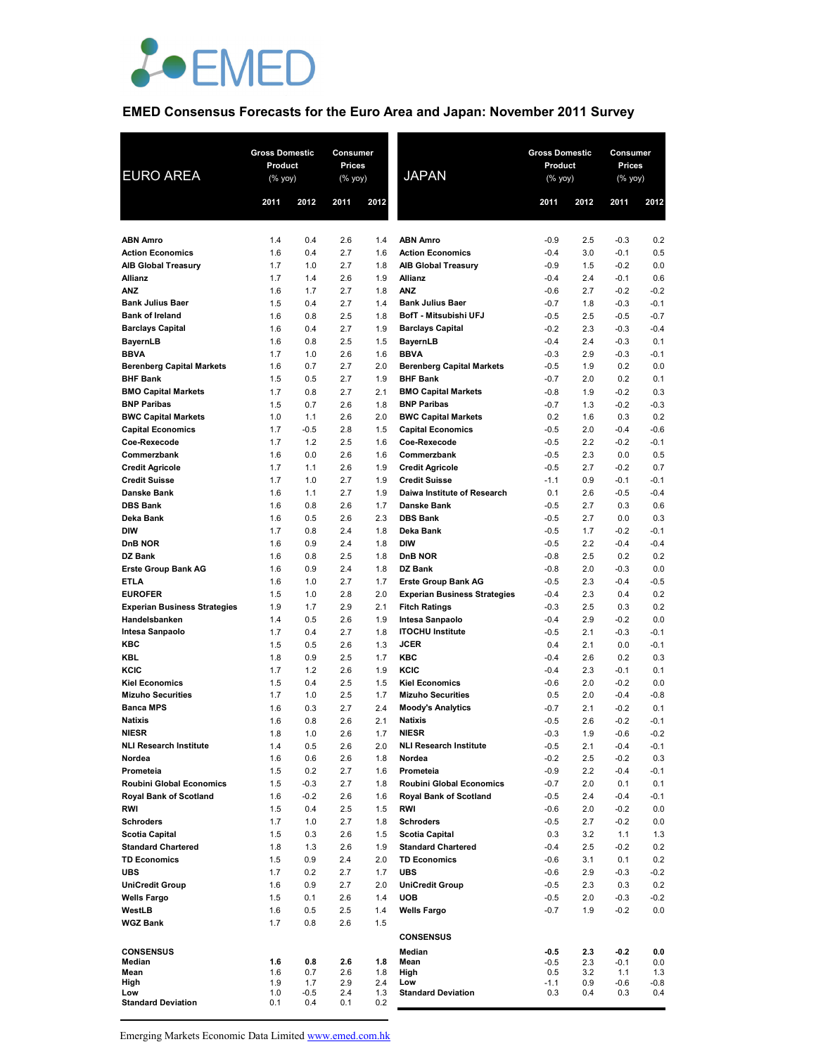EMED

## EMED Consensus Forecasts for the Euro Area and Japan: November 2011 Survey

| EURO AREA | Gross Domestic Product (% yoy) 2011 | Gross Domestic Product (% yoy) 2012 | Consumer Prices (% yoy) 2011 | Consumer Prices (% yoy) 2012 |
|---|---|---|---|---|
| **ABN Amro** | 1.4 | 0.4 | 2.6 | 1.4 |
| **Action Economics** | 1.6 | 0.4 | 2.7 | 1.6 |
| **AIB Global Treasury** | 1.7 | 1.0 | 2.7 | 1.8 |
| **Allianz** | 1.7 | 1.4 | 2.6 | 1.9 |
| **ANZ** | 1.6 | 1.7 | 2.7 | 1.8 |
| **Bank Julius Baer** | 1.5 | 0.4 | 2.7 | 1.4 |
| **Bank of Ireland** | 1.6 | 0.8 | 2.5 | 1.8 |
| **Barclays Capital** | 1.6 | 0.4 | 2.7 | 1.9 |
| **BayernLB** | 1.6 | 0.8 | 2.5 | 1.5 |
| **BBVA** | 1.7 | 1.0 | 2.6 | 1.6 |
| **Berenberg Capital Markets** | 1.6 | 0.7 | 2.7 | 2.0 |
| **BHF Bank** | 1.5 | 0.5 | 2.7 | 1.9 |
| **BMO Capital Markets** | 1.7 | 0.8 | 2.7 | 2.1 |
| **BNP Paribas** | 1.5 | 0.7 | 2.6 | 1.8 |
| **BWC Capital Markets** | 1.0 | 1.1 | 2.6 | 2.0 |
| **Capital Economics** | 1.7 | -0.5 | 2.8 | 1.5 |
| **Coe-Rexecode** | 1.7 | 1.2 | 2.5 | 1.6 |
| **Commerzbank** | 1.6 | 0.0 | 2.6 | 1.6 |
| **Credit Agricole** | 1.7 | 1.1 | 2.6 | 1.9 |
| **Credit Suisse** | 1.7 | 1.0 | 2.7 | 1.9 |
| **Danske Bank** | 1.6 | 1.1 | 2.7 | 1.9 |
| **DBS Bank** | 1.6 | 0.8 | 2.6 | 1.7 |
| **Deka Bank** | 1.6 | 0.5 | 2.6 | 2.3 |
| **DIW** | 1.7 | 0.8 | 2.4 | 1.8 |
| **DnB NOR** | 1.6 | 0.9 | 2.4 | 1.8 |
| **DZ Bank** | 1.6 | 0.8 | 2.5 | 1.8 |
| **Erste Group Bank AG** | 1.6 | 0.9 | 2.4 | 1.8 |
| **ETLA** | 1.6 | 1.0 | 2.7 | 1.7 |
| **EUROFER** | 1.5 | 1.0 | 2.8 | 2.0 |
| **Experian Business Strategies** | 1.9 | 1.7 | 2.9 | 2.1 |
| **Handelsbanken** | 1.4 | 0.5 | 2.6 | 1.9 |
| **Intesa Sanpaolo** | 1.7 | 0.4 | 2.7 | 1.8 |
| **KBC** | 1.5 | 0.5 | 2.6 | 1.3 |
| **KBL** | 1.8 | 0.9 | 2.5 | 1.7 |
| **KCIC** | 1.7 | 1.2 | 2.6 | 1.9 |
| **Kiel Economics** | 1.5 | 0.4 | 2.5 | 1.5 |
| **Mizuho Securities** | 1.7 | 1.0 | 2.5 | 1.7 |
| **Banca MPS** | 1.6 | 0.3 | 2.7 | 2.4 |
| **Natixis** | 1.6 | 0.8 | 2.6 | 2.1 |
| **NIESR** | 1.8 | 1.0 | 2.6 | 1.7 |
| **NLI Research Institute** | 1.4 | 0.5 | 2.6 | 2.0 |
| **Nordea** | 1.6 | 0.6 | 2.6 | 1.8 |
| **Prometeia** | 1.5 | 0.2 | 2.7 | 1.6 |
| **Roubini Global Economics** | 1.5 | -0.3 | 2.7 | 1.8 |
| **Royal Bank of Scotland** | 1.6 | -0.2 | 2.6 | 1.6 |
| **RWI** | 1.5 | 0.4 | 2.5 | 1.5 |
| **Schroders** | 1.7 | 1.0 | 2.7 | 1.8 |
| **Scotia Capital** | 1.5 | 0.3 | 2.6 | 1.5 |
| **Standard Chartered** | 1.8 | 1.3 | 2.6 | 1.9 |
| **TD Economics** | 1.5 | 0.9 | 2.4 | 2.0 |
| **UBS** | 1.7 | 0.2 | 2.7 | 1.7 |
| **UniCredit Group** | 1.6 | 0.9 | 2.7 | 2.0 |
| **Wells Fargo** | 1.5 | 0.1 | 2.6 | 1.4 |
| **WestLB** | 1.6 | 0.5 | 2.5 | 1.4 |
| **WGZ Bank** | 1.7 | 0.8 | 2.6 | 1.5 |
| **CONSENSUS** | | | | |
| **Median** | **1.6** | **0.8** | **2.6** | **1.8** |
| **Mean** | 1.6 | 0.7 | 2.6 | 1.8 |
| **High** | 1.9 | 1.7 | 2.9 | 2.4 |
| **Low** | 1.0 | -0.5 | 2.4 | 1.3 |
| **Standard Deviation** | 0.1 | 0.4 | 0.1 | 0.2 |

| JAPAN | Gross Domestic Product (% yoy) 2011 | Gross Domestic Product (% yoy) 2012 | Consumer Prices (% yoy) 2011 | Consumer Prices (% yoy) 2012 |
|---|---|---|---|---|
| **ABN Amro** | -0.9 | 2.5 | -0.3 | 0.2 |
| **Action Economics** | -0.4 | 3.0 | -0.1 | 0.5 |
| **AIB Global Treasury** | -0.9 | 1.5 | -0.2 | 0.0 |
| **Allianz** | -0.4 | 2.4 | -0.1 | 0.6 |
| **ANZ** | -0.6 | 2.7 | -0.2 | -0.2 |
| **Bank Julius Baer** | -0.7 | 1.8 | -0.3 | -0.1 |
| **BofT - Mitsubishi UFJ** | -0.5 | 2.5 | -0.5 | -0.7 |
| **Barclays Capital** | -0.2 | 2.3 | -0.3 | -0.4 |
| **BayernLB** | -0.4 | 2.4 | -0.3 | 0.1 |
| **BBVA** | -0.3 | 2.9 | -0.3 | -0.1 |
| **Berenberg Capital Markets** | -0.5 | 1.9 | 0.2 | 0.0 |
| **BHF Bank** | -0.7 | 2.0 | 0.2 | 0.1 |
| **BMO Capital Markets** | -0.8 | 1.9 | -0.2 | 0.3 |
| **BNP Paribas** | -0.7 | 1.3 | -0.2 | -0.3 |
| **BWC Capital Markets** | 0.2 | 1.6 | 0.3 | 0.2 |
| **Capital Economics** | -0.5 | 2.0 | -0.4 | -0.6 |
| **Coe-Rexecode** | -0.5 | 2.2 | -0.2 | -0.1 |
| **Commerzbank** | -0.5 | 2.3 | 0.0 | 0.5 |
| **Credit Agricole** | -0.5 | 2.7 | -0.2 | 0.7 |
| **Credit Suisse** | -1.1 | 0.9 | -0.1 | -0.1 |
| **Daiwa Institute of Research** | 0.1 | 2.6 | -0.5 | -0.4 |
| **Danske Bank** | -0.5 | 2.7 | 0.3 | 0.6 |
| **DBS Bank** | -0.5 | 2.7 | 0.0 | 0.3 |
| **Deka Bank** | -0.5 | 1.7 | -0.2 | -0.1 |
| **DIW** | -0.5 | 2.2 | -0.4 | -0.4 |
| **DnB NOR** | -0.8 | 2.5 | 0.2 | 0.2 |
| **DZ Bank** | -0.8 | 2.0 | -0.3 | 0.0 |
| **Erste Group Bank AG** | -0.5 | 2.3 | -0.4 | -0.5 |
| **Experian Business Strategies** | -0.4 | 2.3 | 0.4 | 0.2 |
| **Fitch Ratings** | -0.3 | 2.5 | 0.3 | 0.2 |
| **Intesa Sanpaolo** | -0.4 | 2.9 | -0.2 | 0.0 |
| **ITOCHU Institute** | -0.5 | 2.1 | -0.3 | -0.1 |
| **JCER** | 0.4 | 2.1 | 0.0 | -0.1 |
| **KBC** | -0.4 | 2.6 | 0.2 | 0.3 |
| **KCIC** | -0.4 | 2.3 | -0.1 | 0.1 |
| **Kiel Economics** | -0.6 | 2.0 | -0.2 | 0.0 |
| **Mizuho Securities** | 0.5 | 2.0 | -0.4 | -0.8 |
| **Moody's Analytics** | -0.7 | 2.1 | -0.2 | 0.1 |
| **Natixis** | -0.5 | 2.6 | -0.2 | -0.1 |
| **NIESR** | -0.3 | 1.9 | -0.6 | -0.2 |
| **NLI Research Institute** | -0.5 | 2.1 | -0.4 | -0.1 |
| **Nordea** | -0.2 | 2.5 | -0.2 | 0.3 |
| **Prometeia** | -0.9 | 2.2 | -0.4 | -0.1 |
| **Roubini Global Economics** | -0.7 | 2.0 | 0.1 | 0.1 |
| **Royal Bank of Scotland** | -0.5 | 2.4 | -0.4 | -0.1 |
| **RWI** | -0.6 | 2.0 | -0.2 | 0.0 |
| **Schroders** | -0.5 | 2.7 | -0.2 | 0.0 |
| **Scotia Capital** | 0.3 | 3.2 | 1.1 | 1.3 |
| **Standard Chartered** | -0.4 | 2.5 | -0.2 | 0.2 |
| **TD Economics** | -0.6 | 3.1 | 0.1 | 0.2 |
| **UBS** | -0.6 | 2.9 | -0.3 | -0.2 |
| **UniCredit Group** | -0.5 | 2.3 | 0.3 | 0.2 |
| **UOB** | -0.5 | 2.0 | -0.3 | -0.2 |
| **Wells Fargo** | -0.7 | 1.9 | -0.2 | 0.0 |
| **CONSENSUS** | | | | |
| **Median** | **-0.5** | **2.3** | **-0.2** | **0.0** |
| **Mean** | -0.5 | 2.3 | -0.1 | 0.0 |
| **High** | 0.5 | 3.2 | 1.1 | 1.3 |
| **Low** | -1.1 | 0.9 | -0.6 | -0.8 |
| **Standard Deviation** | 0.3 | 0.4 | 0.3 | 0.4 |

Emerging Markets Economic Data Limited www.emed.com.hk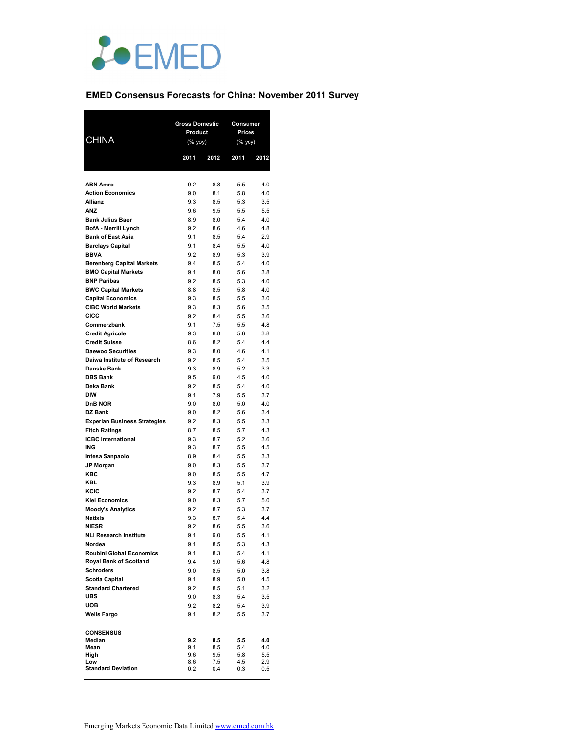## EMED Consensus Forecasts for China: November 2011 Survey

| CHINA | Gross Domestic Product (% yoy) | | Consumer Prices (% yoy) | |
|---|---|---|---|---|
| | 2011 | 2012 | 2011 | 2012 |
| **ABN Amro** | 9.2 | 8.8 | 5.5 | 4.0 |
| **Action Economics** | 9.0 | 8.1 | 5.8 | 4.0 |
| **Allianz** | 9.3 | 8.5 | 5.3 | 3.5 |
| **ANZ** | 9.6 | 9.5 | 5.5 | 5.5 |
| **Bank Julius Baer** | 8.9 | 8.0 | 5.4 | 4.0 |
| **BofA - Merrill Lynch** | 9.2 | 8.6 | 4.6 | 4.8 |
| **Bank of East Asia** | 9.1 | 8.5 | 5.4 | 2.9 |
| **Barclays Capital** | 9.1 | 8.4 | 5.5 | 4.0 |
| **BBVA** | 9.2 | 8.9 | 5.3 | 3.9 |
| **Berenberg Capital Markets** | 9.4 | 8.5 | 5.4 | 4.0 |
| **BMO Capital Markets** | 9.1 | 8.0 | 5.6 | 3.8 |
| **BNP Paribas** | 9.2 | 8.5 | 5.3 | 4.0 |
| **BWC Capital Markets** | 8.8 | 8.5 | 5.8 | 4.0 |
| **Capital Economics** | 9.3 | 8.5 | 5.5 | 3.0 |
| **CIBC World Markets** | 9.3 | 8.3 | 5.6 | 3.5 |
| **CICC** | 9.2 | 8.4 | 5.5 | 3.6 |
| **Commerzbank** | 9.1 | 7.5 | 5.5 | 4.8 |
| **Credit Agricole** | 9.3 | 8.8 | 5.6 | 3.8 |
| **Credit Suisse** | 8.6 | 8.2 | 5.4 | 4.4 |
| **Daewoo Securities** | 9.3 | 8.0 | 4.6 | 4.1 |
| **Daiwa Institute of Research** | 9.2 | 8.5 | 5.4 | 3.5 |
| **Danske Bank** | 9.3 | 8.9 | 5.2 | 3.3 |
| **DBS Bank** | 9.5 | 9.0 | 4.5 | 4.0 |
| **Deka Bank** | 9.2 | 8.5 | 5.4 | 4.0 |
| **DIW** | 9.1 | 7.9 | 5.5 | 3.7 |
| **DnB NOR** | 9.0 | 8.0 | 5.0 | 4.0 |
| **DZ Bank** | 9.0 | 8.2 | 5.6 | 3.4 |
| **Experian Business Strategies** | 9.2 | 8.3 | 5.5 | 3.3 |
| **Fitch Ratings** | 8.7 | 8.5 | 5.7 | 4.3 |
| **ICBC International** | 9.3 | 8.7 | 5.2 | 3.6 |
| **ING** | 9.3 | 8.7 | 5.5 | 4.5 |
| **Intesa Sanpaolo** | 8.9 | 8.4 | 5.5 | 3.3 |
| **JP Morgan** | 9.0 | 8.3 | 5.5 | 3.7 |
| **KBC** | 9.0 | 8.5 | 5.5 | 4.7 |
| **KBL** | 9.3 | 8.9 | 5.1 | 3.9 |
| **KCIC** | 9.2 | 8.7 | 5.4 | 3.7 |
| **Kiel Economics** | 9.0 | 8.3 | 5.7 | 5.0 |
| **Moody's Analytics** | 9.2 | 8.7 | 5.3 | 3.7 |
| **Natixis** | 9.3 | 8.7 | 5.4 | 4.4 |
| **NIESR** | 9.2 | 8.6 | 5.5 | 3.6 |
| **NLI Research Institute** | 9.1 | 9.0 | 5.5 | 4.1 |
| **Nordea** | 9.1 | 8.5 | 5.3 | 4.3 |
| **Roubini Global Economics** | 9.1 | 8.3 | 5.4 | 4.1 |
| **Royal Bank of Scotland** | 9.4 | 9.0 | 5.6 | 4.8 |
| **Schroders** | 9.0 | 8.5 | 5.0 | 3.8 |
| **Scotia Capital** | 9.1 | 8.9 | 5.0 | 4.5 |
| **Standard Chartered** | 9.2 | 8.5 | 5.1 | 3.2 |
| **UBS** | 9.0 | 8.3 | 5.4 | 3.5 |
| **UOB** | 9.2 | 8.2 | 5.4 | 3.9 |
| **Wells Fargo** | 9.1 | 8.2 | 5.5 | 3.7 |
| **CONSENSUS** | | | | |
| **Median** | **9.2** | **8.5** | **5.5** | **4.0** |
| **Mean** | 9.1 | 8.5 | 5.4 | 4.0 |
| **High** | 9.6 | 9.5 | 5.8 | 5.5 |
| **Low** | 8.6 | 7.5 | 4.5 | 2.9 |
| **Standard Deviation** | 0.2 | 0.4 | 0.3 | 0.5 |

Emerging Markets Economic Data Limited www.emed.com.hk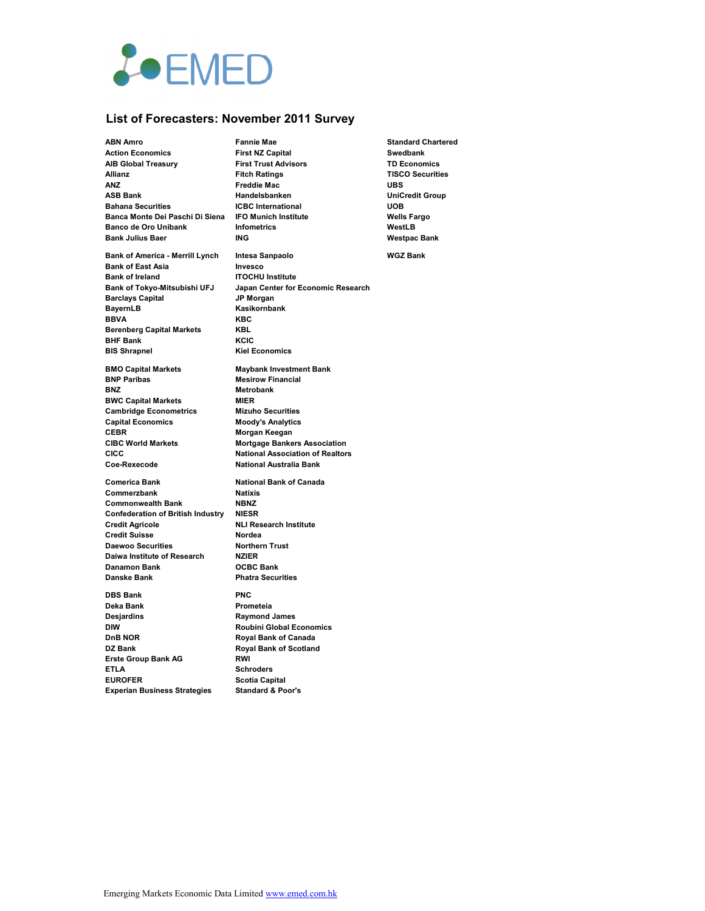EMED

## List of Forecasters: November 2011 Survey

**ABN Amro**
**Action Economics**
**AIB Global Treasury**
**Allianz**
**ANZ**
**ASB Bank**
**Bahana Securities**
**Banca Monte Dei Paschi Di Siena**
**Banco de Oro Unibank**
**Bank Julius Baer**

**Bank of America - Merrill Lynch**
**Bank of East Asia**
**Bank of Ireland**
**Bank of Tokyo-Mitsubishi UFJ**
**Barclays Capital**
**BayernLB**
**BBVA**
**Berenberg Capital Markets**
**BHF Bank**
**BIS Shrapnel**

**BMO Capital Markets**
**BNP Paribas**
**BNZ**
**BWC Capital Markets**
**Cambridge Econometrics**
**Capital Economics**
**CEBR**
**CIBC World Markets**
**CICC**
**Coe-Rexecode**

**Comerica Bank**
**Commerzbank**
**Commonwealth Bank**
**Confederation of British Industry**
**Credit Agricole**
**Credit Suisse**
**Daewoo Securities**
**Daiwa Institute of Research**
**Danamon Bank**
**Danske Bank**

**DBS Bank**
**Deka Bank**
**Desjardins**
**DIW**
**DnB NOR**
**DZ Bank**
**Erste Group Bank AG**
**ETLA**
**EUROFER**
**Experian Business Strategies**

**Fannie Mae**
**First NZ Capital**
**First Trust Advisors**
**Fitch Ratings**
**Freddie Mac**
**Handelsbanken**
**ICBC International**
**IFO Munich Institute**
**Infometrics**
**ING**

**Intesa Sanpaolo**
**Invesco**
**ITOCHU Institute**
**Japan Center for Economic Research**
**JP Morgan**
**Kasikornbank**
**KBC**
**KBL**
**KCIC**
**Kiel Economics**

**Maybank Investment Bank**
**Mesirow Financial**
**Metrobank**
**MIER**
**Mizuho Securities**
**Moody's Analytics**
**Morgan Keegan**
**Mortgage Bankers Association**
**National Association of Realtors**
**National Australia Bank**

**National Bank of Canada**
**Natixis**
**NBNZ**
**NIESR**
**NLI Research Institute**
**Nordea**
**Northern Trust**
**NZIER**
**OCBC Bank**
**Phatra Securities**

**PNC**
**Prometeia**
**Raymond James**
**Roubini Global Economics**
**Royal Bank of Canada**
**Royal Bank of Scotland**
**RWI**
**Schroders**
**Scotia Capital**
**Standard & Poor's**

**Standard Chartered**
**Swedbank**
**TD Economics**
**TISCO Securities**
**UBS**
**UniCredit Group**
**UOB**
**Wells Fargo**
**WestLB**
**Westpac Bank**

**WGZ Bank**

Emerging Markets Economic Data Limited www.emed.com.hk